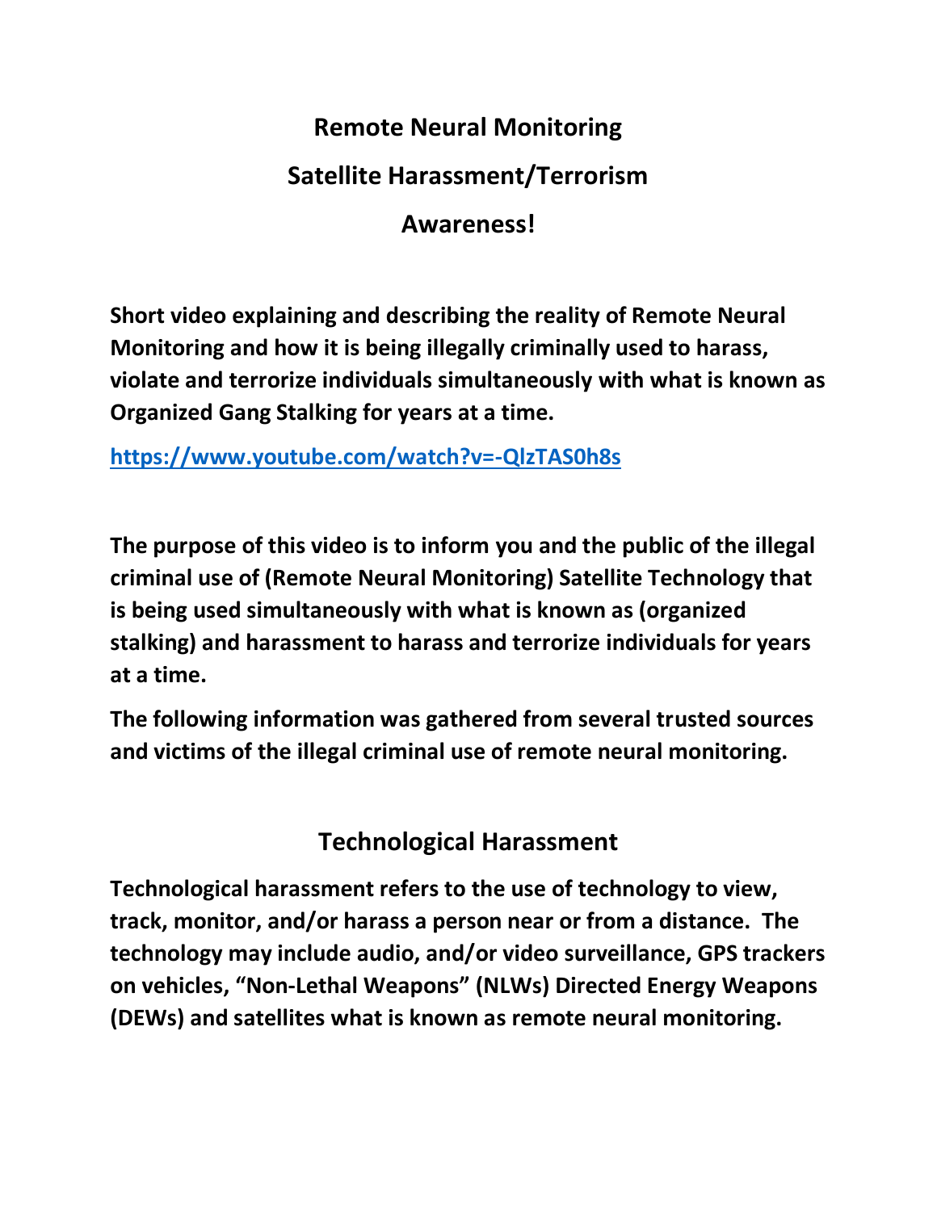# Remote Neural Monitoring

# Satellite Harassment/Terrorism

# Awareness!

**Short video explaining and describing the reality of Remote Neural Monitoring and how it is being illegally criminally used to harass, violate and terrorize individuals simultaneously with what is known as Organized Gang Stalking for years at a time.**

**https://www.youtube.com/watch?v=-QlzTAS0h8s**

**The purpose of this video is to inform you and the public of the illegal criminal use of (Remote Neural Monitoring) Satellite Technology that is being used simultaneously with what is known as (organized stalking) and harassment to harass and terrorize individuals for years at a time.**

**The following information was gathered from several trusted sources and victims of the illegal criminal use of remote neural monitoring.**

## Technological Harassment

**Technological harassment refers to the use of technology to view, track, monitor, and/or harass a person near or from a distance. The technology may include audio, and/or video surveillance, GPS trackers on vehicles, "Non-Lethal Weapons" (NLWs) Directed Energy Weapons (DEWs) and satellites what is known as remote neural monitoring.**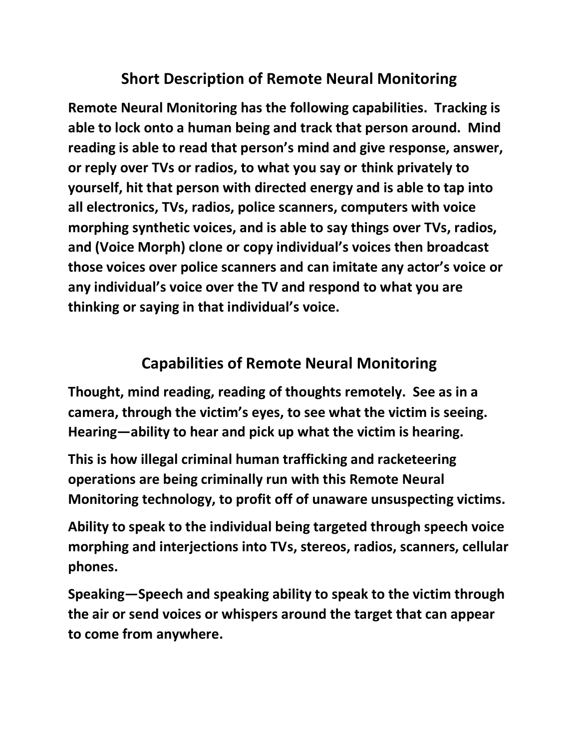## Short Description of Remote Neural Monitoring

**Remote Neural Monitoring has the following capabilities. Tracking is able to lock onto a human being and track that person around. Mind reading is able to read that person's mind and give response, answer, or reply over TVs or radios, to what you say or think privately to yourself, hit that person with directed energy and is able to tap into all electronics, TVs, radios, police scanners, computers with voice morphing synthetic voices, and is able to say things over TVs, radios, and (Voice Morph) clone or copy individual's voices then broadcast those voices over police scanners and can imitate any actor's voice or any individual's voice over the TV and respond to what you are thinking or saying in that individual's voice.**

## Capabilities of Remote Neural Monitoring

**Thought, mind reading, reading of thoughts remotely. See as in a camera, through the victim's eyes, to see what the victim is seeing. Hearing—ability to hear and pick up what the victim is hearing.**

**This is how illegal criminal human trafficking and racketeering operations are being criminally run with this Remote Neural Monitoring technology, to profit off of unaware unsuspecting victims.**

**Ability to speak to the individual being targeted through speech voice morphing and interjections into TVs, stereos, radios, scanners, cellular phones.**

**Speaking—Speech and speaking ability to speak to the victim through the air or send voices or whispers around the target that can appear to come from anywhere.**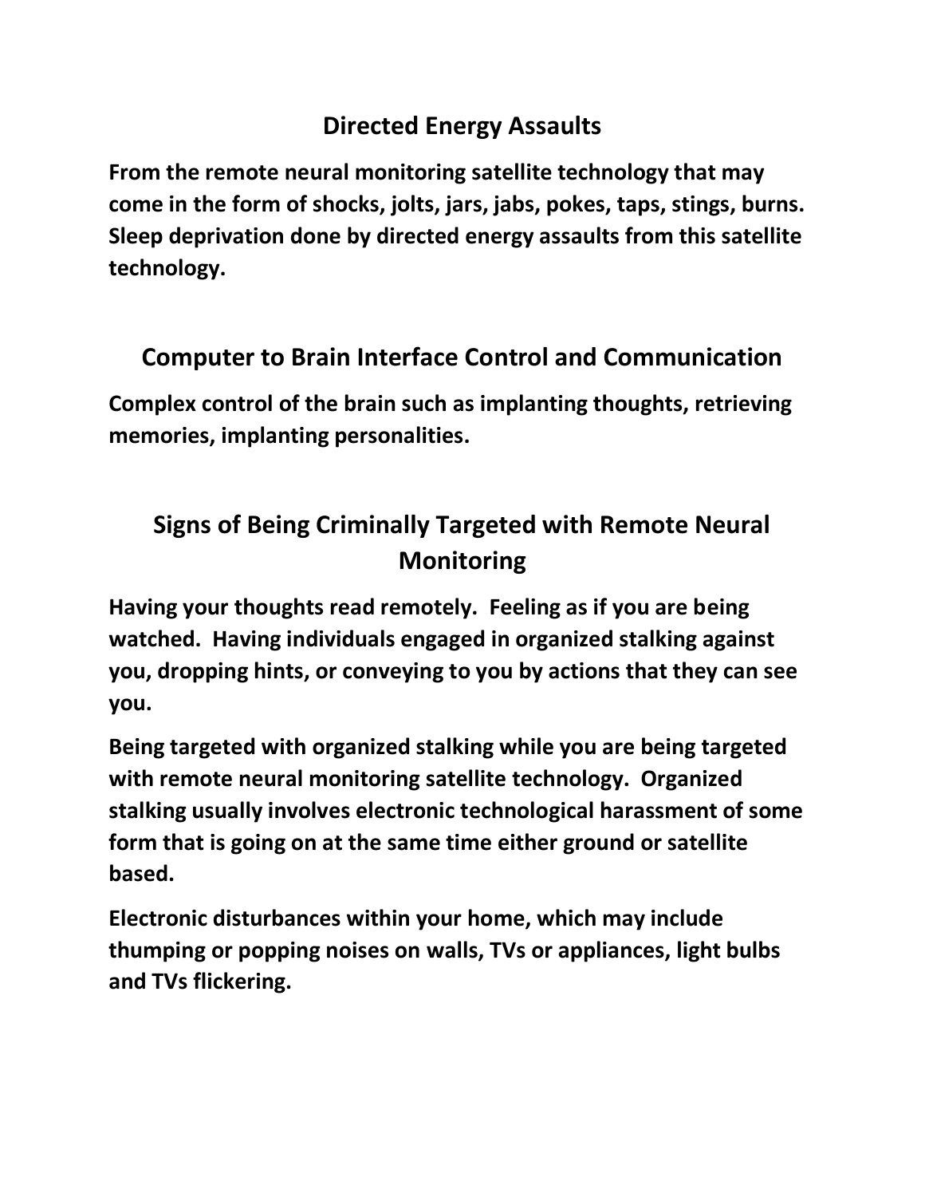## Directed Energy Assaults

**From the remote neural monitoring satellite technology that may come in the form of shocks, jolts, jars, jabs, pokes, taps, stings, burns. Sleep deprivation done by directed energy assaults from this satellite technology.**

## Computer to Brain Interface Control and Communication

**Complex control of the brain such as implanting thoughts, retrieving memories, implanting personalities.**

## Signs of Being Criminally Targeted with Remote Neural Monitoring

**Having your thoughts read remotely. Feeling as if you are being watched. Having individuals engaged in organized stalking against you, dropping hints, or conveying to you by actions that they can see you.**

**Being targeted with organized stalking while you are being targeted with remote neural monitoring satellite technology. Organized stalking usually involves electronic technological harassment of some form that is going on at the same time either ground or satellite based.**

**Electronic disturbances within your home, which may include thumping or popping noises on walls, TVs or appliances, light bulbs and TVs flickering.**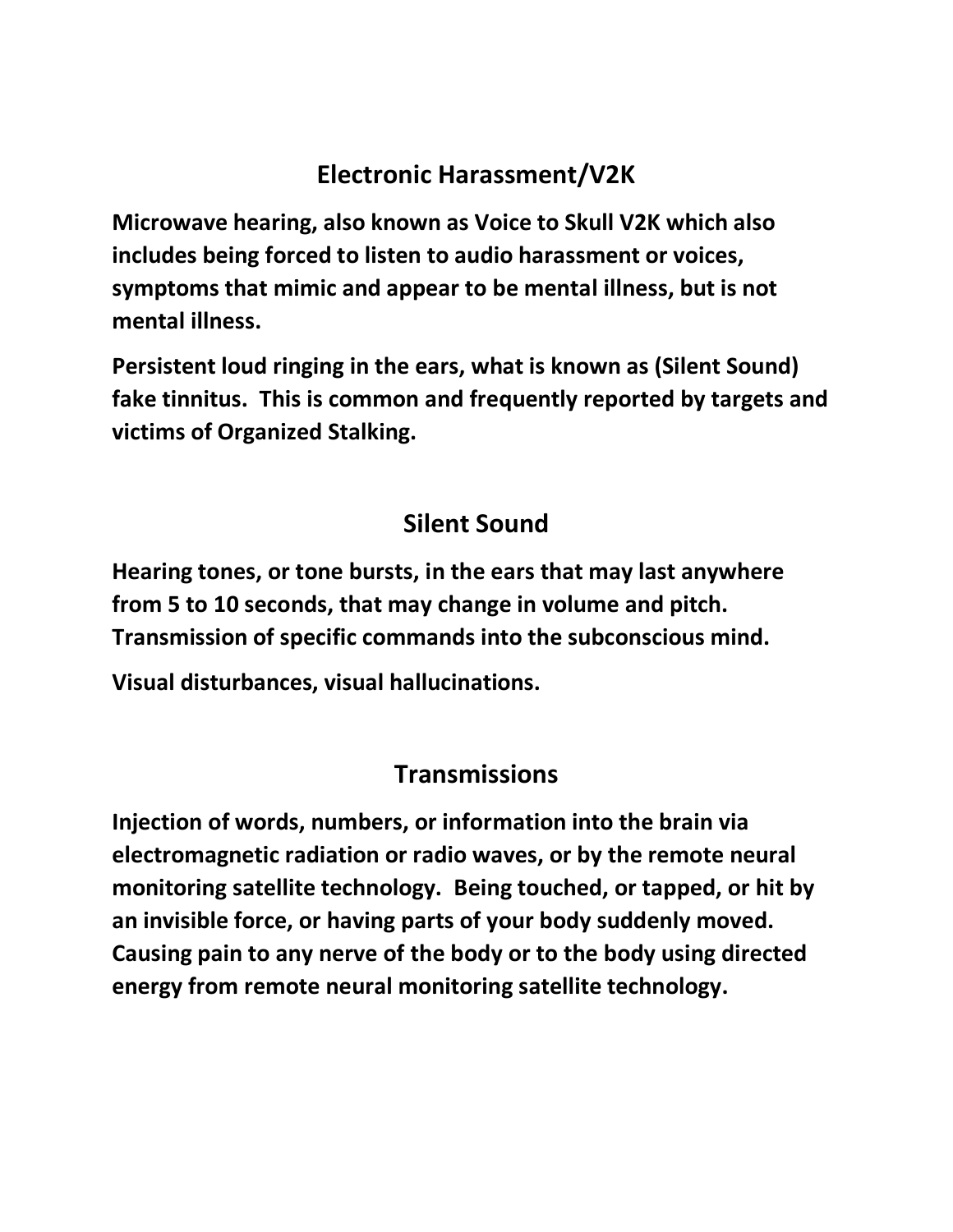## Electronic Harassment/V2K

**Microwave hearing, also known as Voice to Skull V2K which also includes being forced to listen to audio harassment or voices, symptoms that mimic and appear to be mental illness, but is not mental illness.**

**Persistent loud ringing in the ears, what is known as (Silent Sound) fake tinnitus.  This is common and frequently reported by targets and victims of Organized Stalking.**

## Silent Sound

**Hearing tones, or tone bursts, in the ears that may last anywhere from 5 to 10 seconds, that may change in volume and pitch. Transmission of specific commands into the subconscious mind.**

**Visual disturbances, visual hallucinations.**

## Transmissions

**Injection of words, numbers, or information into the brain via electromagnetic radiation or radio waves, or by the remote neural monitoring satellite technology.  Being touched, or tapped, or hit by an invisible force, or having parts of your body suddenly moved. Causing pain to any nerve of the body or to the body using directed energy from remote neural monitoring satellite technology.**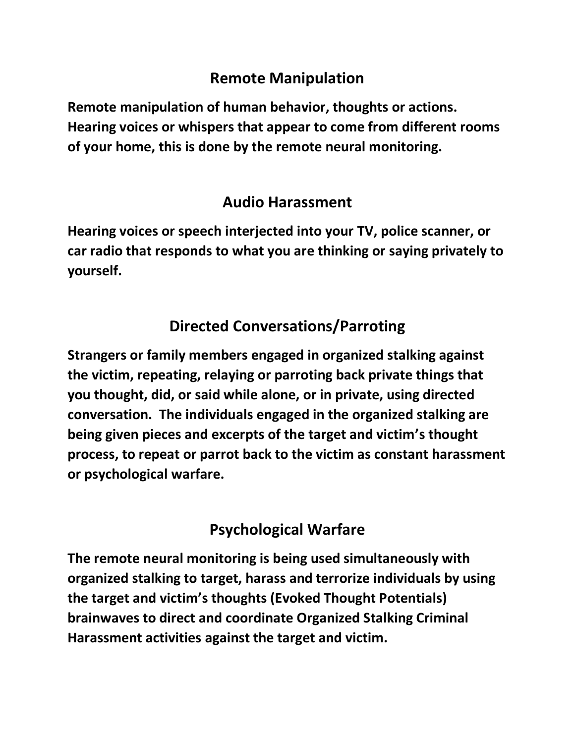## Remote Manipulation

**Remote manipulation of human behavior, thoughts or actions. Hearing voices or whispers that appear to come from different rooms of your home, this is done by the remote neural monitoring.**

## Audio Harassment

**Hearing voices or speech interjected into your TV, police scanner, or car radio that responds to what you are thinking or saying privately to yourself.**

## Directed Conversations/Parroting

**Strangers or family members engaged in organized stalking against the victim, repeating, relaying or parroting back private things that you thought, did, or said while alone, or in private, using directed conversation. The individuals engaged in the organized stalking are being given pieces and excerpts of the target and victim's thought process, to repeat or parrot back to the victim as constant harassment or psychological warfare.**

## Psychological Warfare

**The remote neural monitoring is being used simultaneously with organized stalking to target, harass and terrorize individuals by using the target and victim's thoughts (Evoked Thought Potentials) brainwaves to direct and coordinate Organized Stalking Criminal Harassment activities against the target and victim.**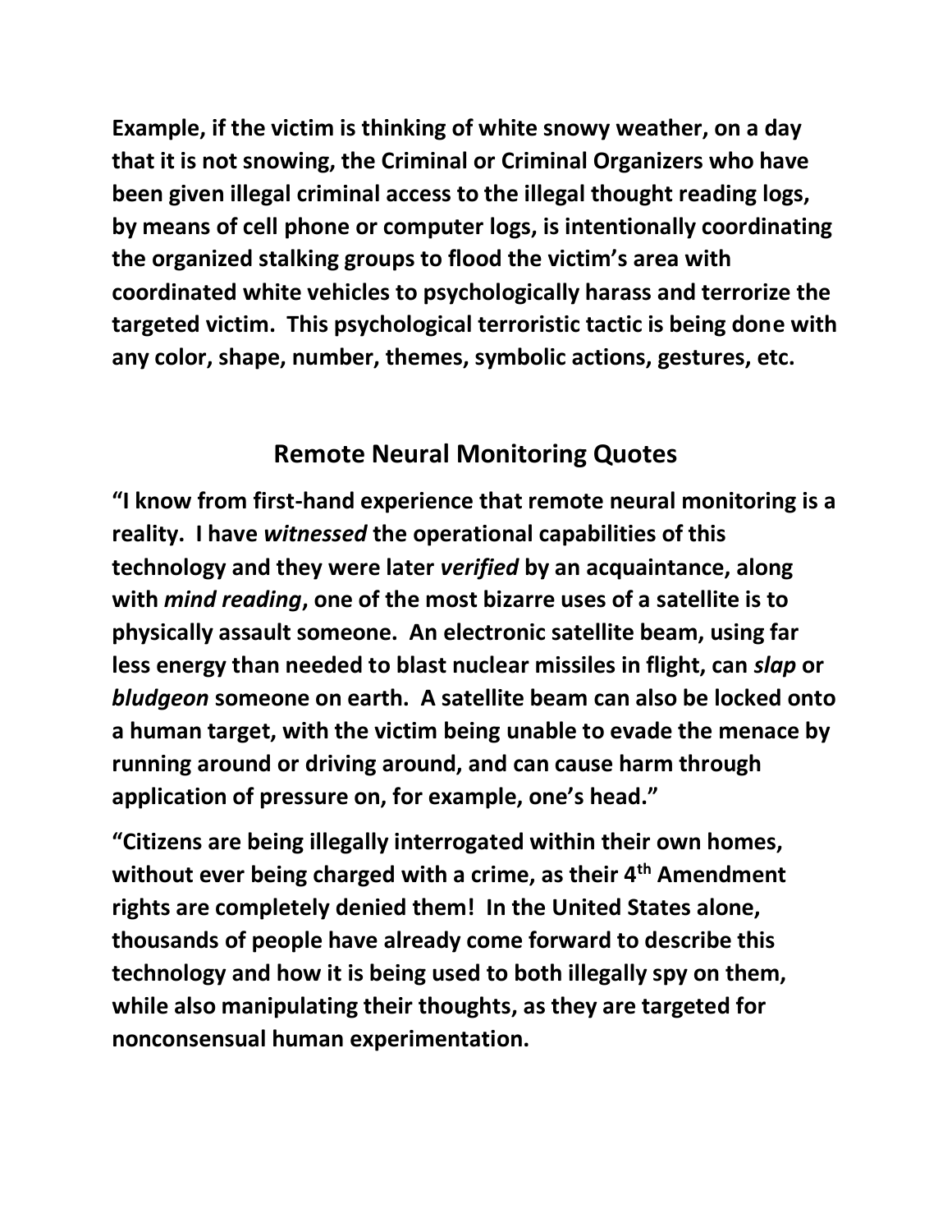**Example, if the victim is thinking of white snowy weather, on a day that it is not snowing, the Criminal or Criminal Organizers who have been given illegal criminal access to the illegal thought reading logs, by means of cell phone or computer logs, is intentionally coordinating the organized stalking groups to flood the victim's area with coordinated white vehicles to psychologically harass and terrorize the targeted victim. This psychological terroristic tactic is being done with any color, shape, number, themes, symbolic actions, gestures, etc.**

## Remote Neural Monitoring Quotes

**"I know from first-hand experience that remote neural monitoring is a reality. I have *witnessed* the operational capabilities of this technology and they were later *verified* by an acquaintance, along with *mind reading*, one of the most bizarre uses of a satellite is to physically assault someone. An electronic satellite beam, using far less energy than needed to blast nuclear missiles in flight, can *slap* or *bludgeon* someone on earth. A satellite beam can also be locked onto a human target, with the victim being unable to evade the menace by running around or driving around, and can cause harm through application of pressure on, for example, one's head."**

**"Citizens are being illegally interrogated within their own homes, without ever being charged with a crime, as their 4th Amendment rights are completely denied them! In the United States alone, thousands of people have already come forward to describe this technology and how it is being used to both illegally spy on them, while also manipulating their thoughts, as they are targeted for nonconsensual human experimentation.**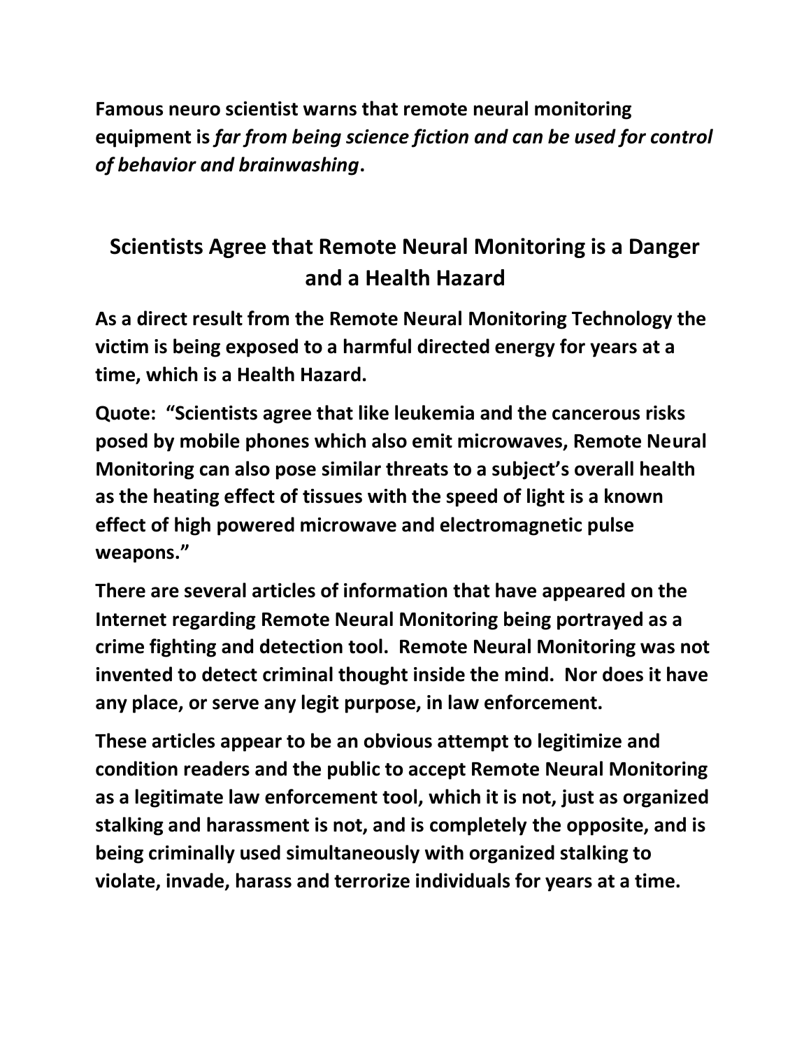**Famous neuro scientist warns that remote neural monitoring equipment is *far from being science fiction and can be used for control of behavior and brainwashing*.**

## Scientists Agree that Remote Neural Monitoring is a Danger and a Health Hazard

**As a direct result from the Remote Neural Monitoring Technology the victim is being exposed to a harmful directed energy for years at a time, which is a Health Hazard.**

**Quote: "Scientists agree that like leukemia and the cancerous risks posed by mobile phones which also emit microwaves, Remote Neural Monitoring can also pose similar threats to a subject's overall health as the heating effect of tissues with the speed of light is a known effect of high powered microwave and electromagnetic pulse weapons."**

**There are several articles of information that have appeared on the Internet regarding Remote Neural Monitoring being portrayed as a crime fighting and detection tool. Remote Neural Monitoring was not invented to detect criminal thought inside the mind. Nor does it have any place, or serve any legit purpose, in law enforcement.**

**These articles appear to be an obvious attempt to legitimize and condition readers and the public to accept Remote Neural Monitoring as a legitimate law enforcement tool, which it is not, just as organized stalking and harassment is not, and is completely the opposite, and is being criminally used simultaneously with organized stalking to violate, invade, harass and terrorize individuals for years at a time.**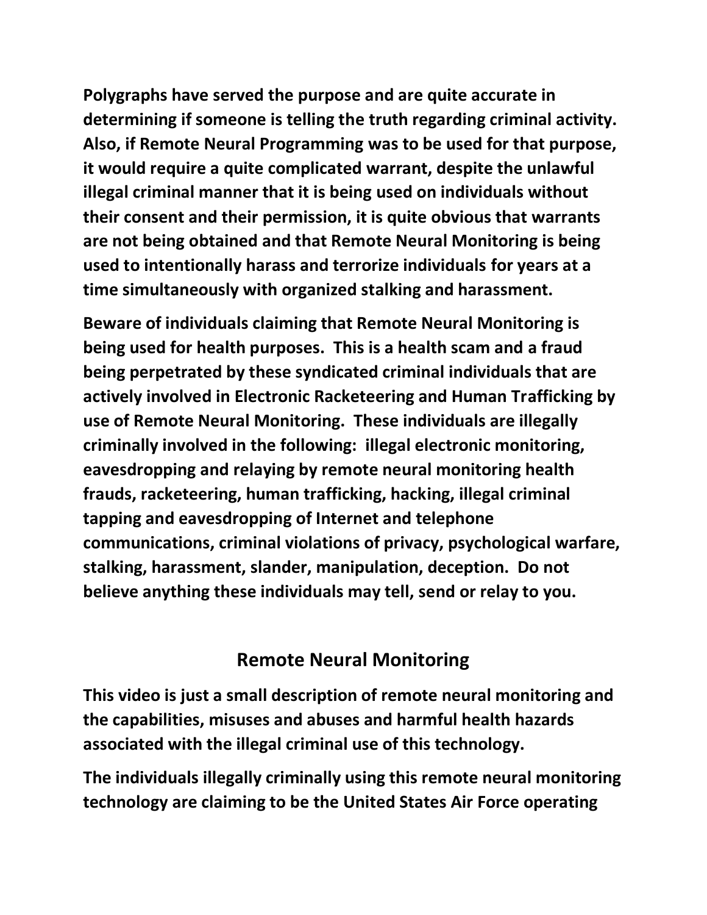**Polygraphs have served the purpose and are quite accurate in determining if someone is telling the truth regarding criminal activity. Also, if Remote Neural Programming was to be used for that purpose, it would require a quite complicated warrant, despite the unlawful illegal criminal manner that it is being used on individuals without their consent and their permission, it is quite obvious that warrants are not being obtained and that Remote Neural Monitoring is being used to intentionally harass and terrorize individuals for years at a time simultaneously with organized stalking and harassment.**

**Beware of individuals claiming that Remote Neural Monitoring is being used for health purposes. This is a health scam and a fraud being perpetrated by these syndicated criminal individuals that are actively involved in Electronic Racketeering and Human Trafficking by use of Remote Neural Monitoring. These individuals are illegally criminally involved in the following: illegal electronic monitoring, eavesdropping and relaying by remote neural monitoring health frauds, racketeering, human trafficking, hacking, illegal criminal tapping and eavesdropping of Internet and telephone communications, criminal violations of privacy, psychological warfare, stalking, harassment, slander, manipulation, deception. Do not believe anything these individuals may tell, send or relay to you.**

## Remote Neural Monitoring

**This video is just a small description of remote neural monitoring and the capabilities, misuses and abuses and harmful health hazards associated with the illegal criminal use of this technology.**

**The individuals illegally criminally using this remote neural monitoring technology are claiming to be the United States Air Force operating**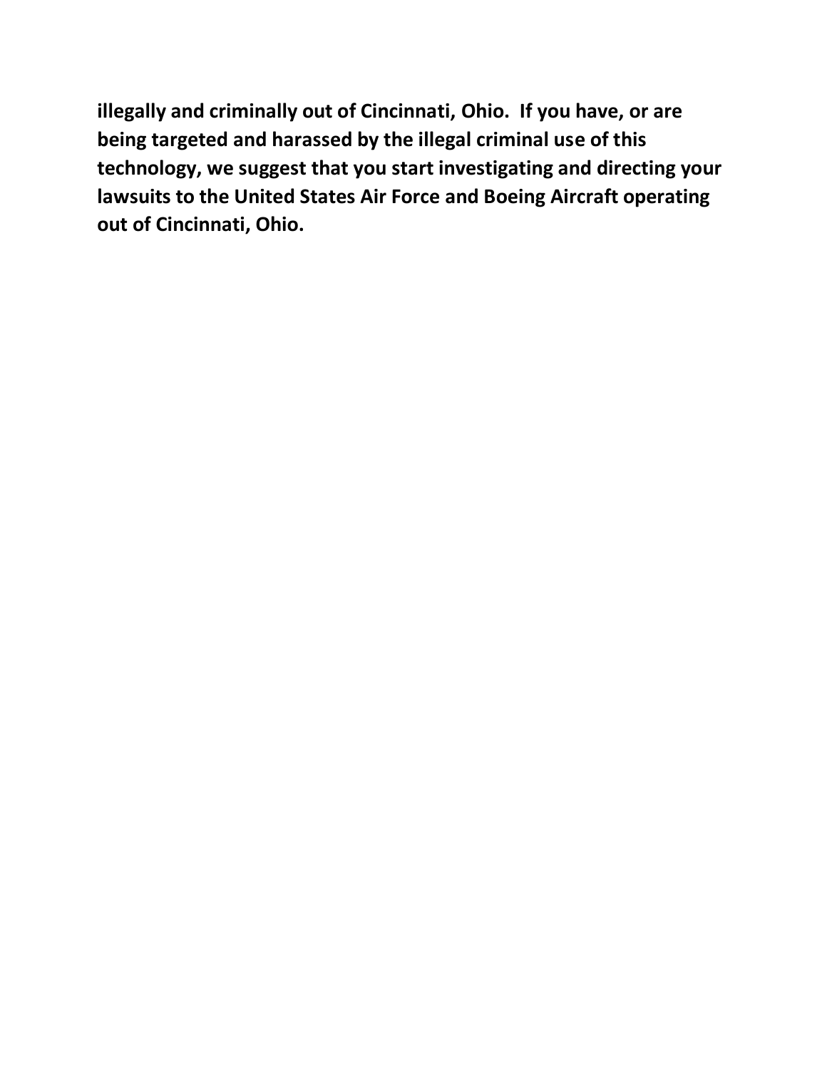**illegally and criminally out of Cincinnati, Ohio. If you have, or are being targeted and harassed by the illegal criminal use of this technology, we suggest that you start investigating and directing your lawsuits to the United States Air Force and Boeing Aircraft operating out of Cincinnati, Ohio.**